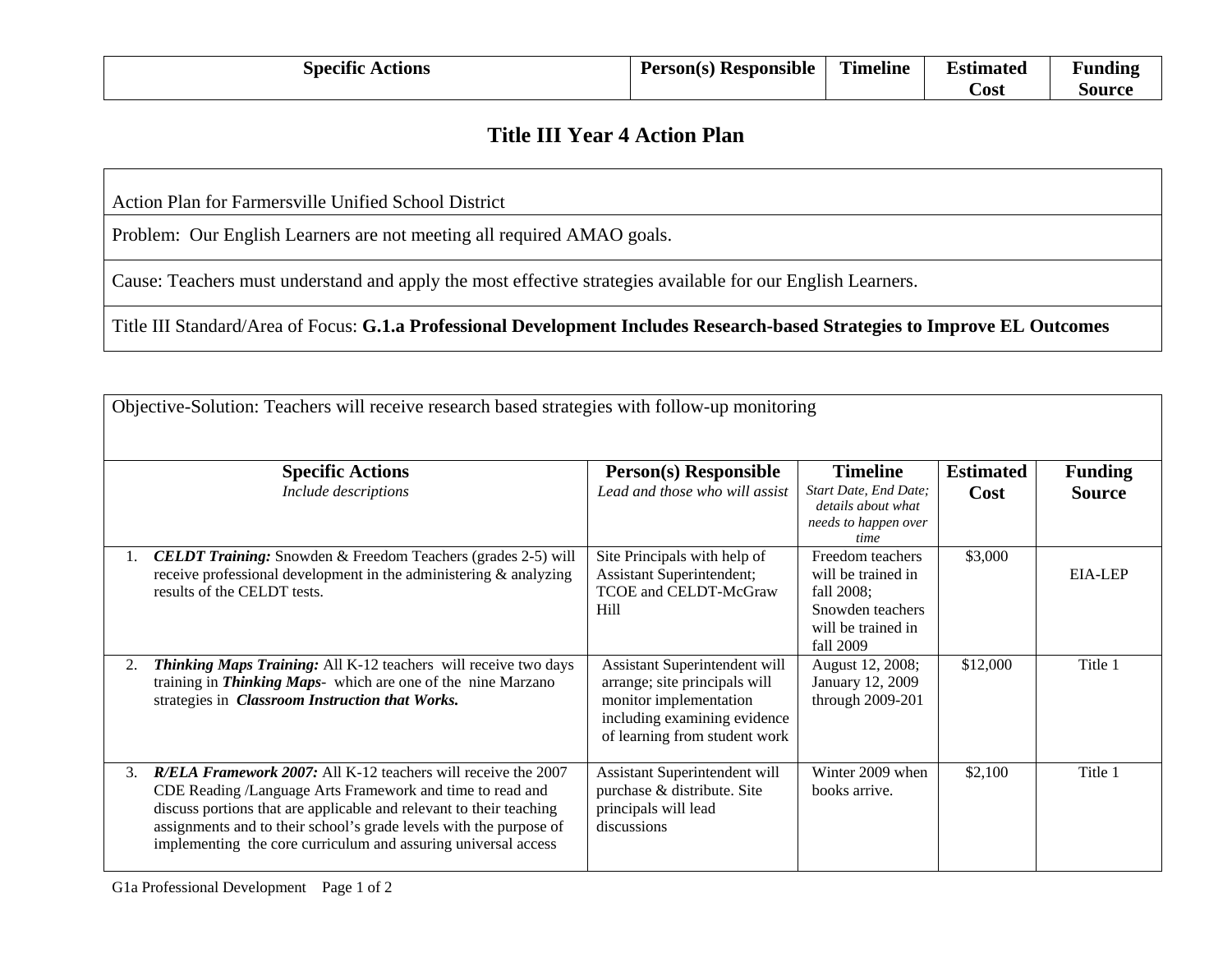| Specific Actions | Person(s) Responsible | Timeline | Estimated Cost | Funding Source |
|---|---|---|---|---|

# Title III Year 4 Action Plan

| |
|---|
| Action Plan for Farmersville Unified School District |
| Problem: Our English Learners are not meeting all required AMAO goals. |
| Cause: Teachers must understand and apply the most effective strategies available for our English Learners. |
| Title III Standard/Area of Focus: **G.1.a Professional Development Includes Research-based Strategies to Improve EL Outcomes** |

Objective-Solution: Teachers will receive research based strategies with follow-up monitoring

| **Specific Actions** *Include descriptions* | **Person(s) Responsible** *Lead and those who will assist* | **Timeline** *Start Date, End Date; details about what needs to happen over time* | **Estimated Cost** | **Funding Source** |
|---|---|---|---|---|
| 1. ***CELDT Training:*** Snowden & Freedom Teachers (grades 2-5) will receive professional development in the administering & analyzing results of the CELDT tests. | Site Principals with help of Assistant Superintendent; TCOE and CELDT-McGraw Hill | Freedom teachers will be trained in fall 2008; Snowden teachers will be trained in fall 2009 | $3,000 | EIA-LEP |
| 2. ***Thinking Maps Training:*** All K-12 teachers will receive two days training in ***Thinking Maps***- which are one of the nine Marzano strategies in ***Classroom Instruction that Works.*** | Assistant Superintendent will arrange; site principals will monitor implementation including examining evidence of learning from student work | August 12, 2008; January 12, 2009 through 2009-201 | $12,000 | Title 1 |
| 3. ***R/ELA Framework 2007:*** All K-12 teachers will receive the 2007 CDE Reading /Language Arts Framework and time to read and discuss portions that are applicable and relevant to their teaching assignments and to their school's grade levels with the purpose of implementing the core curriculum and assuring universal access | Assistant Superintendent will purchase & distribute. Site principals will lead discussions | Winter 2009 when books arrive. | $2,100 | Title 1 |

G1a Professional Development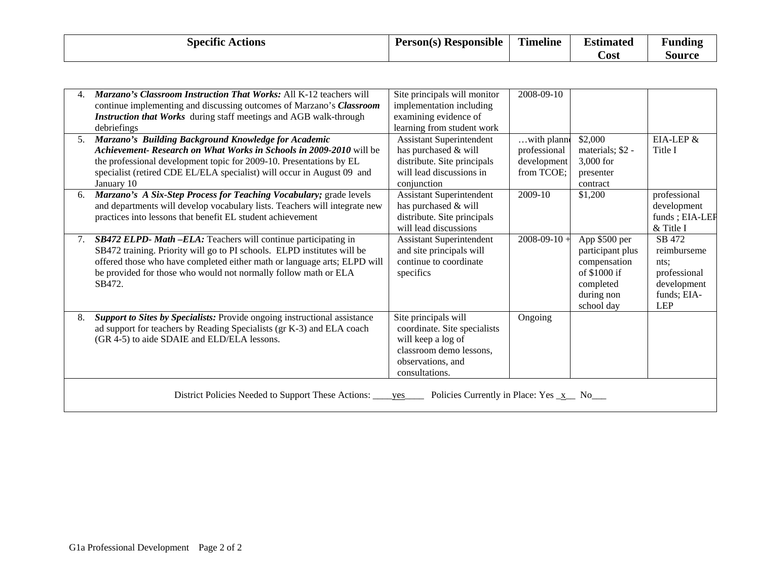| Specific Actions | Person(s) Responsible | Timeline | Estimated Cost | Funding Source |
|---|---|---|---|---|
| 4. ***Marzano's Classroom Instruction That Works:*** All K-12 teachers will continue implementing and discussing outcomes of Marzano's ***Classroom Instruction that Works*** during staff meetings and AGB walk-through debriefings | Site principals will monitor implementation including examining evidence of learning from student work | 2008-09-10 | | |
| 5. ***Marzano's Building Background Knowledge for Academic Achievement- Research on What Works in Schools in 2009-2010*** will be the professional development topic for 2009-10. Presentations by EL specialist (retired CDE EL/ELA specialist) will occur in August 09 and January 10 | Assistant Superintendent has purchased & will distribute. Site principals will lead discussions in conjunction | …with planne professional development from TCOE; | $2,000 materials; $2 - 3,000 for presenter contract | EIA-LEP & Title I |
| 6. ***Marzano's A Six-Step Process for Teaching Vocabulary;*** grade levels and departments will develop vocabulary lists. Teachers will integrate new practices into lessons that benefit EL student achievement | Assistant Superintendent has purchased & will distribute. Site principals will lead discussions | 2009-10 | $1,200 | professional development funds ; EIA-LEP & Title I |
| 7. ***SB472 ELPD- Math –ELA:*** Teachers will continue participating in SB472 training. Priority will go to PI schools. ELPD institutes will be offered those who have completed either math or language arts; ELPD will be provided for those who would not normally follow math or ELA SB472. | Assistant Superintendent and site principals will continue to coordinate specifics | 2008-09-10 + | App $500 per participant plus compensation of $1000 if completed during non school day | SB 472 reimbursements; professional development funds; EIA-LEP |
| 8. ***Support to Sites by Specialists:*** Provide ongoing instructional assistance ad support for teachers by Reading Specialists (gr K-3) and ELA coach (GR 4-5) to aide SDAIE and ELD/ELA lessons. | Site principals will coordinate. Site specialists will keep a log of classroom demo lessons, observations, and consultations. | Ongoing | | |

District Policies Needed to Support These Actions: \_\_\_\_yes\_\_\_\_ Policies Currently in Place: Yes \_x\_\_ No\_\_\_